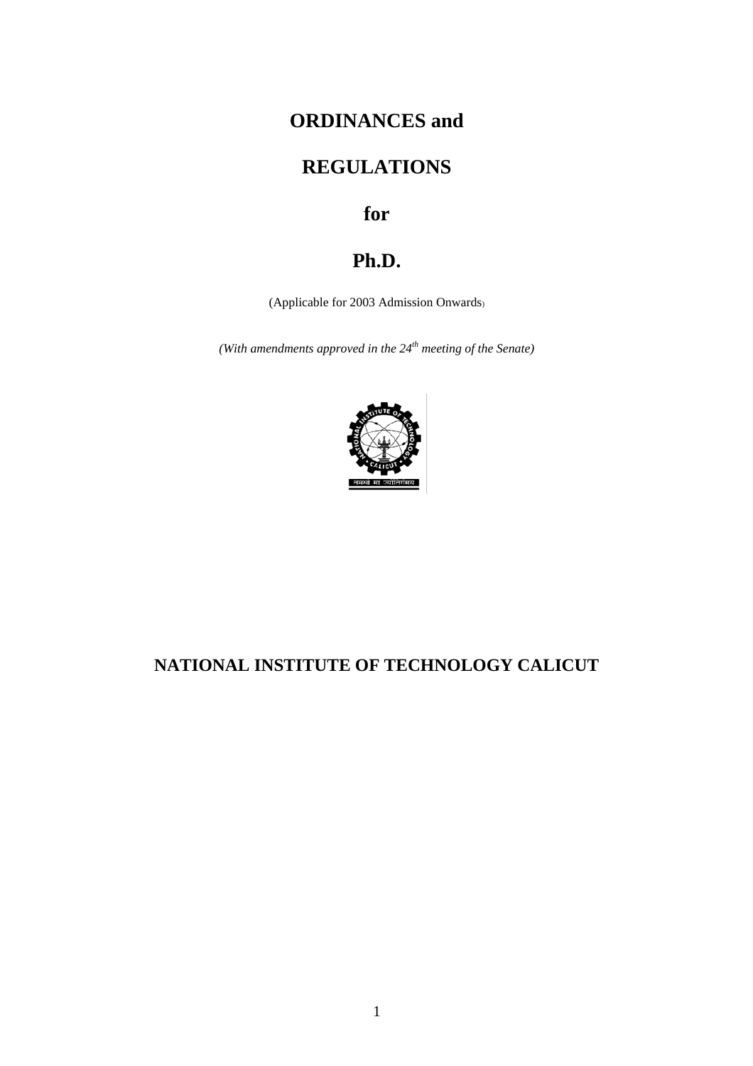# ORDINANCES and

# REGULATIONS

# for

# Ph.D.

(Applicable for 2003 Admission Onwards)

*(With amendments approved in the 24th meeting of the Senate)*

## NATIONAL INSTITUTE OF TECHNOLOGY CALICUT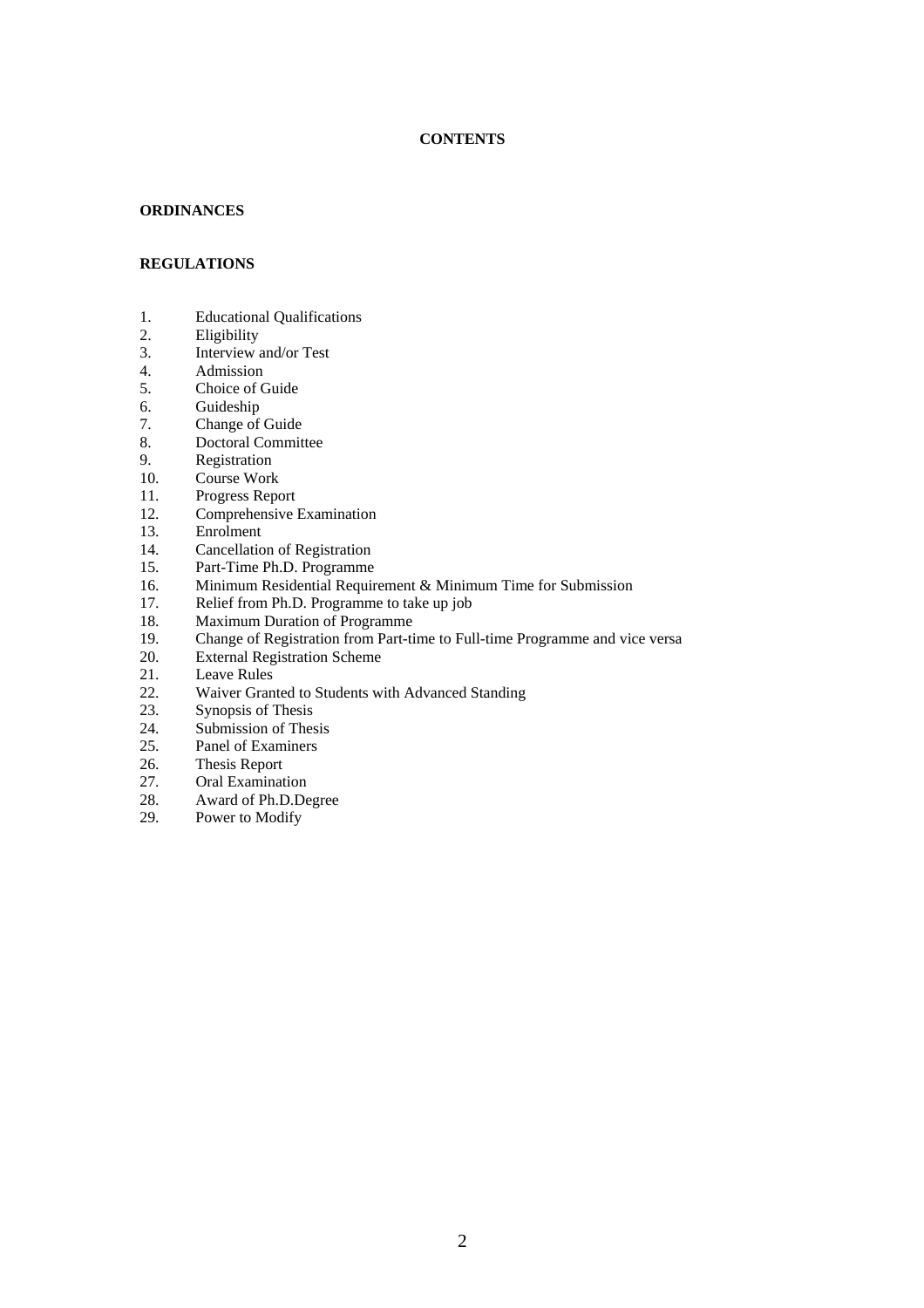# CONTENTS

## ORDINANCES

## REGULATIONS

1. Educational Qualifications
2. Eligibility
3. Interview and/or Test
4. Admission
5. Choice of Guide
6. Guideship
7. Change of Guide
8. Doctoral Committee
9. Registration
10. Course Work
11. Progress Report
12. Comprehensive Examination
13. Enrolment
14. Cancellation of Registration
15. Part-Time Ph.D. Programme
16. Minimum Residential Requirement & Minimum Time for Submission
17. Relief from Ph.D. Programme to take up job
18. Maximum Duration of Programme
19. Change of Registration from Part-time to Full-time Programme and vice versa
20. External Registration Scheme
21. Leave Rules
22. Waiver Granted to Students with Advanced Standing
23. Synopsis of Thesis
24. Submission of Thesis
25. Panel of Examiners
26. Thesis Report
27. Oral Examination
28. Award of Ph.D.Degree
29. Power to Modify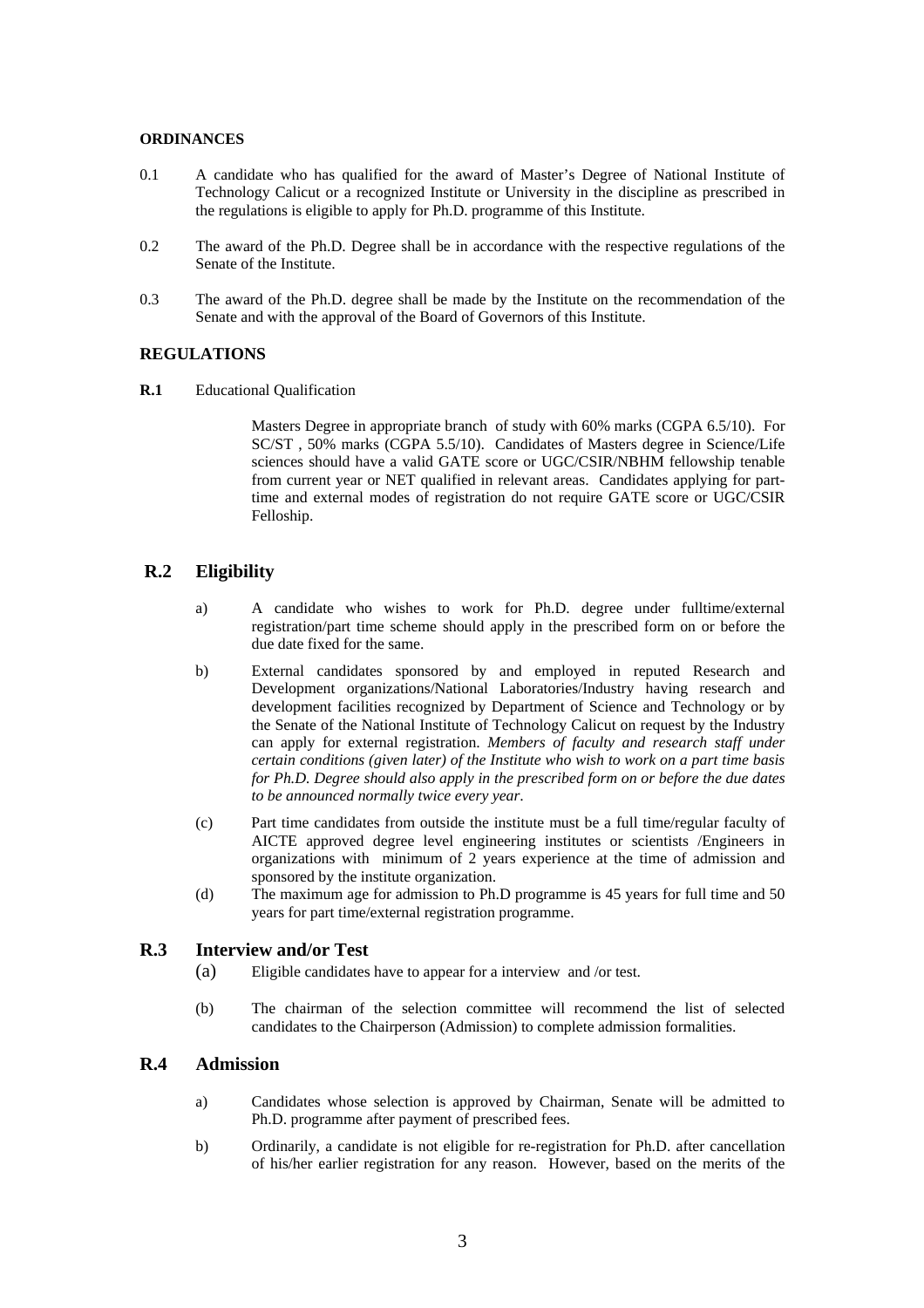**ORDINANCES**

0.1 A candidate who has qualified for the award of Master's Degree of National Institute of Technology Calicut or a recognized Institute or University in the discipline as prescribed in the regulations is eligible to apply for Ph.D. programme of this Institute.

0.2 The award of the Ph.D. Degree shall be in accordance with the respective regulations of the Senate of the Institute.

0.3 The award of the Ph.D. degree shall be made by the Institute on the recommendation of the Senate and with the approval of the Board of Governors of this Institute.

**REGULATIONS**

**R.1** Educational Qualification

Masters Degree in appropriate branch of study with 60% marks (CGPA 6.5/10). For SC/ST , 50% marks (CGPA 5.5/10). Candidates of Masters degree in Science/Life sciences should have a valid GATE score or UGC/CSIR/NBHM fellowship tenable from current year or NET qualified in relevant areas. Candidates applying for part-time and external modes of registration do not require GATE score or UGC/CSIR Felloship.

## R.2 Eligibility

a) A candidate who wishes to work for Ph.D. degree under fulltime/external registration/part time scheme should apply in the prescribed form on or before the due date fixed for the same.

b) External candidates sponsored by and employed in reputed Research and Development organizations/National Laboratories/Industry having research and development facilities recognized by Department of Science and Technology or by the Senate of the National Institute of Technology Calicut on request by the Industry can apply for external registration. *Members of faculty and research staff under certain conditions (given later) of the Institute who wish to work on a part time basis for Ph.D. Degree should also apply in the prescribed form on or before the due dates to be announced normally twice every year*.

(c) Part time candidates from outside the institute must be a full time/regular faculty of AICTE approved degree level engineering institutes or scientists /Engineers in organizations with minimum of 2 years experience at the time of admission and sponsored by the institute organization.

(d) The maximum age for admission to Ph.D programme is 45 years for full time and 50 years for part time/external registration programme.

## R.3 Interview and/or Test

(a) Eligible candidates have to appear for a interview and /or test.

(b) The chairman of the selection committee will recommend the list of selected candidates to the Chairperson (Admission) to complete admission formalities.

## R.4 Admission

a) Candidates whose selection is approved by Chairman, Senate will be admitted to Ph.D. programme after payment of prescribed fees.

b) Ordinarily, a candidate is not eligible for re-registration for Ph.D. after cancellation of his/her earlier registration for any reason. However, based on the merits of the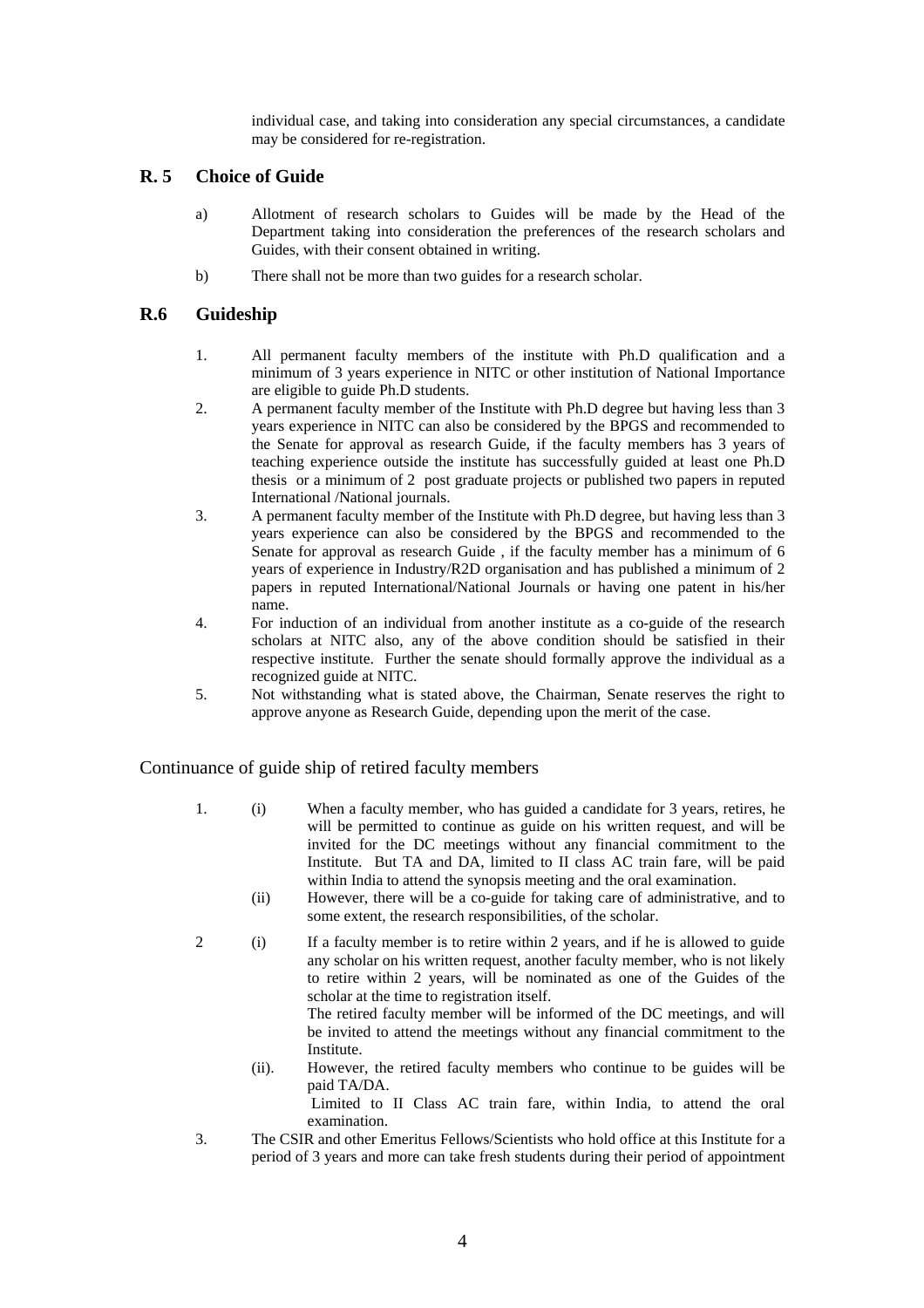individual case, and taking into consideration any special circumstances, a candidate may be considered for re-registration.

## R. 5 Choice of Guide

a) Allotment of research scholars to Guides will be made by the Head of the Department taking into consideration the preferences of the research scholars and Guides, with their consent obtained in writing.

b) There shall not be more than two guides for a research scholar.

## R.6 Guideship

1. All permanent faculty members of the institute with Ph.D qualification and a minimum of 3 years experience in NITC or other institution of National Importance are eligible to guide Ph.D students.
2. A permanent faculty member of the Institute with Ph.D degree but having less than 3 years experience in NITC can also be considered by the BPGS and recommended to the Senate for approval as research Guide, if the faculty members has 3 years of teaching experience outside the institute has successfully guided at least one Ph.D thesis or a minimum of 2 post graduate projects or published two papers in reputed International /National journals.
3. A permanent faculty member of the Institute with Ph.D degree, but having less than 3 years experience can also be considered by the BPGS and recommended to the Senate for approval as research Guide , if the faculty member has a minimum of 6 years of experience in Industry/R2D organisation and has published a minimum of 2 papers in reputed International/National Journals or having one patent in his/her name.
4. For induction of an individual from another institute as a co-guide of the research scholars at NITC also, any of the above condition should be satisfied in their respective institute. Further the senate should formally approve the individual as a recognized guide at NITC.
5. Not withstanding what is stated above, the Chairman, Senate reserves the right to approve anyone as Research Guide, depending upon the merit of the case.

Continuance of guide ship of retired faculty members

1. (i) When a faculty member, who has guided a candidate for 3 years, retires, he will be permitted to continue as guide on his written request, and will be invited for the DC meetings without any financial commitment to the Institute. But TA and DA, limited to II class AC train fare, will be paid within India to attend the synopsis meeting and the oral examination.

   (ii) However, there will be a co-guide for taking care of administrative, and to some extent, the research responsibilities, of the scholar.

2 (i) If a faculty member is to retire within 2 years, and if he is allowed to guide any scholar on his written request, another faculty member, who is not likely to retire within 2 years, will be nominated as one of the Guides of the scholar at the time to registration itself.

   The retired faculty member will be informed of the DC meetings, and will be invited to attend the meetings without any financial commitment to the Institute.

   (ii). However, the retired faculty members who continue to be guides will be paid TA/DA.

   Limited to II Class AC train fare, within India, to attend the oral examination.

3. The CSIR and other Emeritus Fellows/Scientists who hold office at this Institute for a period of 3 years and more can take fresh students during their period of appointment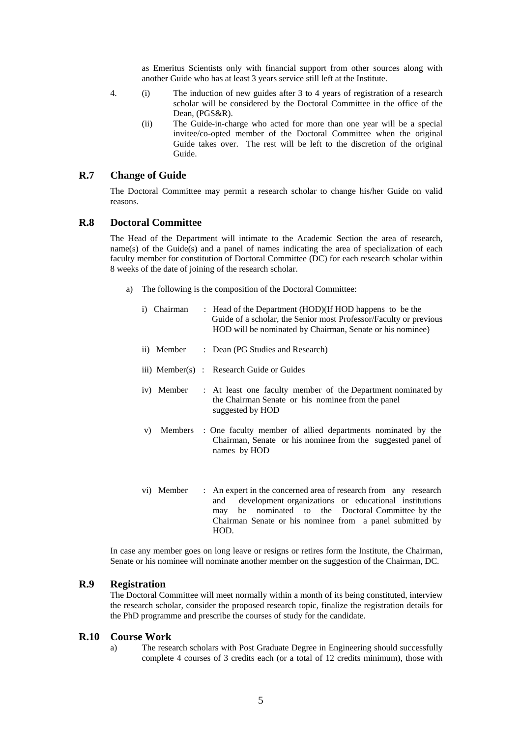as Emeritus Scientists only with financial support from other sources along with another Guide who has at least 3 years service still left at the Institute.

4. (i) The induction of new guides after 3 to 4 years of registration of a research scholar will be considered by the Doctoral Committee in the office of the Dean, (PGS&R).

   (ii) The Guide-in-charge who acted for more than one year will be a special invitee/co-opted member of the Doctoral Committee when the original Guide takes over. The rest will be left to the discretion of the original Guide.

## R.7 Change of Guide

The Doctoral Committee may permit a research scholar to change his/her Guide on valid reasons.

## R.8 Doctoral Committee

The Head of the Department will intimate to the Academic Section the area of research, name(s) of the Guide(s) and a panel of names indicating the area of specialization of each faculty member for constitution of Doctoral Committee (DC) for each research scholar within 8 weeks of the date of joining of the research scholar.

a) The following is the composition of the Doctoral Committee:

   i) Chairman : Head of the Department (HOD)(If HOD happens to be the Guide of a scholar, the Senior most Professor/Faculty or previous HOD will be nominated by Chairman, Senate or his nominee)

   ii) Member : Dean (PG Studies and Research)

   iii) Member(s) : Research Guide or Guides

   iv) Member : At least one faculty member of the Department nominated by the Chairman Senate or his nominee from the panel suggested by HOD

   v) Members : One faculty member of allied departments nominated by the Chairman, Senate or his nominee from the suggested panel of names by HOD

   vi) Member : An expert in the concerned area of research from any research and development organizations or educational institutions may be nominated to the Doctoral Committee by the Chairman Senate or his nominee from a panel submitted by HOD.

In case any member goes on long leave or resigns or retires form the Institute, the Chairman, Senate or his nominee will nominate another member on the suggestion of the Chairman, DC.

## R.9 Registration

The Doctoral Committee will meet normally within a month of its being constituted, interview the research scholar, consider the proposed research topic, finalize the registration details for the PhD programme and prescribe the courses of study for the candidate.

## R.10 Course Work

a) The research scholars with Post Graduate Degree in Engineering should successfully complete 4 courses of 3 credits each (or a total of 12 credits minimum), those with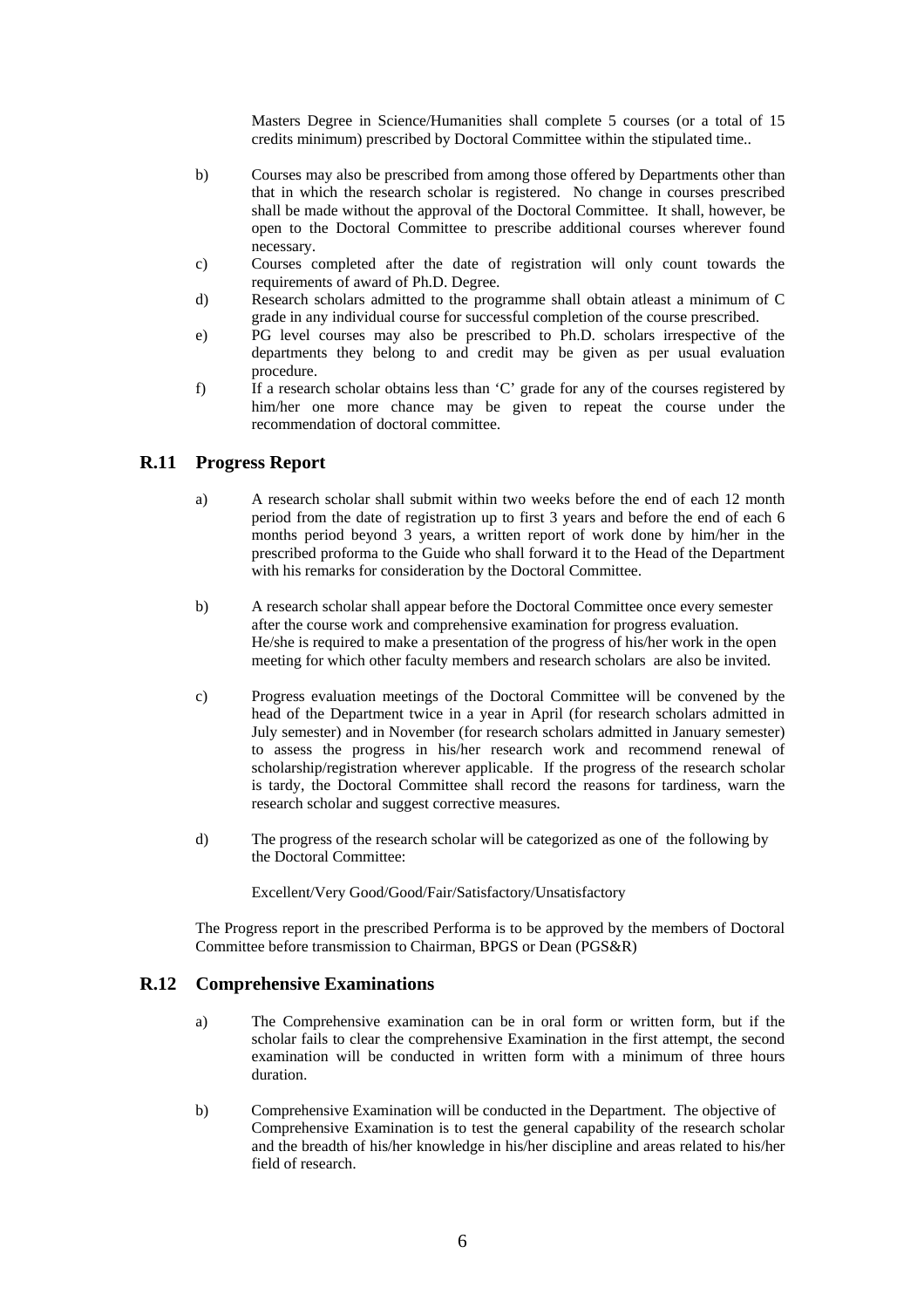Masters Degree in Science/Humanities shall complete 5 courses (or a total of 15 credits minimum) prescribed by Doctoral Committee within the stipulated time..

b) Courses may also be prescribed from among those offered by Departments other than that in which the research scholar is registered. No change in courses prescribed shall be made without the approval of the Doctoral Committee. It shall, however, be open to the Doctoral Committee to prescribe additional courses wherever found necessary.

c) Courses completed after the date of registration will only count towards the requirements of award of Ph.D. Degree.

d) Research scholars admitted to the programme shall obtain atleast a minimum of C grade in any individual course for successful completion of the course prescribed.

e) PG level courses may also be prescribed to Ph.D. scholars irrespective of the departments they belong to and credit may be given as per usual evaluation procedure.

f) If a research scholar obtains less than 'C' grade for any of the courses registered by him/her one more chance may be given to repeat the course under the recommendation of doctoral committee.

## R.11 Progress Report

a) A research scholar shall submit within two weeks before the end of each 12 month period from the date of registration up to first 3 years and before the end of each 6 months period beyond 3 years, a written report of work done by him/her in the prescribed proforma to the Guide who shall forward it to the Head of the Department with his remarks for consideration by the Doctoral Committee.

b) A research scholar shall appear before the Doctoral Committee once every semester after the course work and comprehensive examination for progress evaluation. He/she is required to make a presentation of the progress of his/her work in the open meeting for which other faculty members and research scholars are also be invited.

c) Progress evaluation meetings of the Doctoral Committee will be convened by the head of the Department twice in a year in April (for research scholars admitted in July semester) and in November (for research scholars admitted in January semester) to assess the progress in his/her research work and recommend renewal of scholarship/registration wherever applicable. If the progress of the research scholar is tardy, the Doctoral Committee shall record the reasons for tardiness, warn the research scholar and suggest corrective measures.

d) The progress of the research scholar will be categorized as one of the following by the Doctoral Committee:

Excellent/Very Good/Good/Fair/Satisfactory/Unsatisfactory

The Progress report in the prescribed Performa is to be approved by the members of Doctoral Committee before transmission to Chairman, BPGS or Dean (PGS&R)

## R.12 Comprehensive Examinations

a) The Comprehensive examination can be in oral form or written form, but if the scholar fails to clear the comprehensive Examination in the first attempt, the second examination will be conducted in written form with a minimum of three hours duration.

b) Comprehensive Examination will be conducted in the Department. The objective of Comprehensive Examination is to test the general capability of the research scholar and the breadth of his/her knowledge in his/her discipline and areas related to his/her field of research.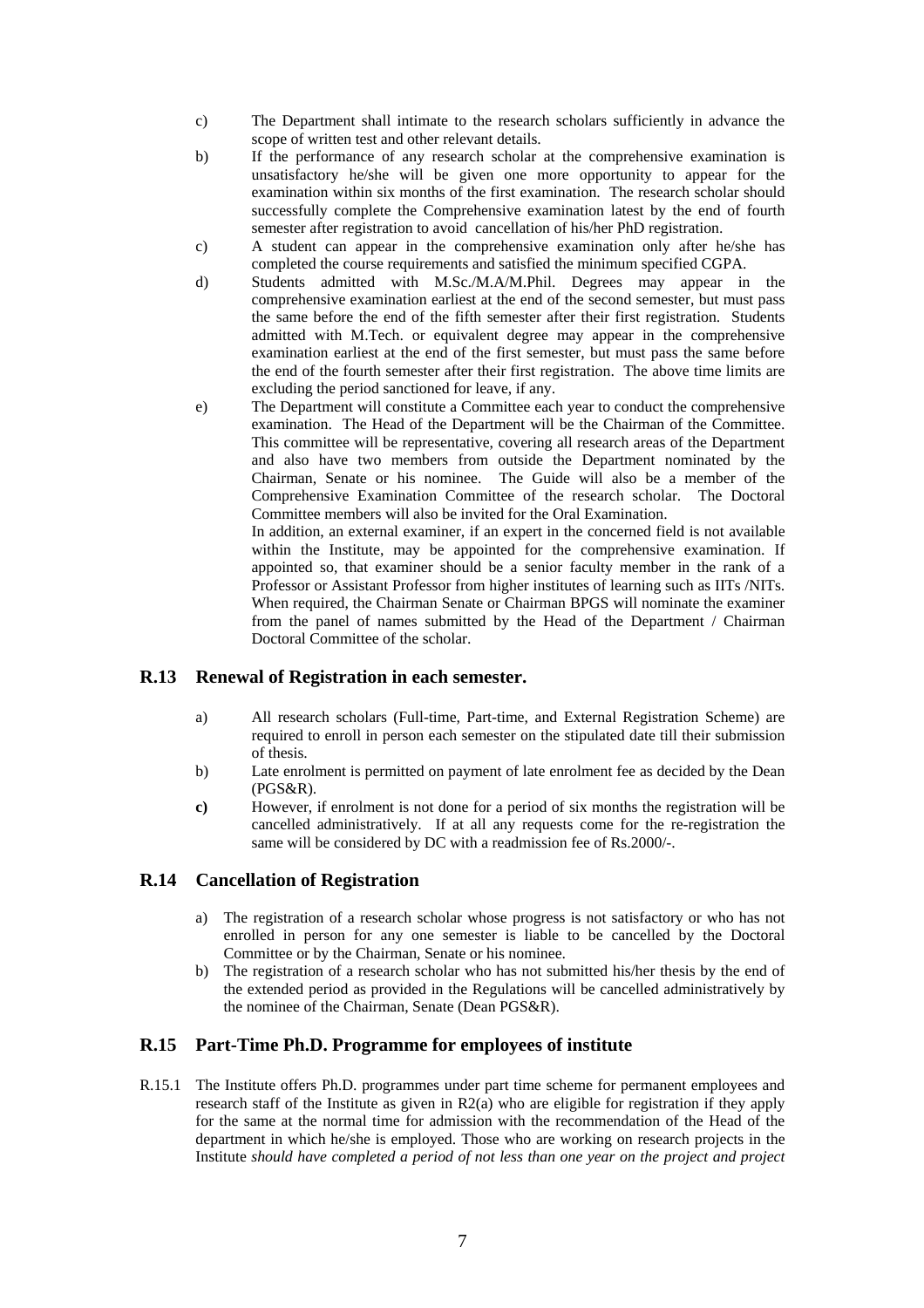c) The Department shall intimate to the research scholars sufficiently in advance the scope of written test and other relevant details.

b) If the performance of any research scholar at the comprehensive examination is unsatisfactory he/she will be given one more opportunity to appear for the examination within six months of the first examination. The research scholar should successfully complete the Comprehensive examination latest by the end of fourth semester after registration to avoid cancellation of his/her PhD registration.

c) A student can appear in the comprehensive examination only after he/she has completed the course requirements and satisfied the minimum specified CGPA.

d) Students admitted with M.Sc./M.A/M.Phil. Degrees may appear in the comprehensive examination earliest at the end of the second semester, but must pass the same before the end of the fifth semester after their first registration. Students admitted with M.Tech. or equivalent degree may appear in the comprehensive examination earliest at the end of the first semester, but must pass the same before the end of the fourth semester after their first registration. The above time limits are excluding the period sanctioned for leave, if any.

e) The Department will constitute a Committee each year to conduct the comprehensive examination. The Head of the Department will be the Chairman of the Committee. This committee will be representative, covering all research areas of the Department and also have two members from outside the Department nominated by the Chairman, Senate or his nominee. The Guide will also be a member of the Comprehensive Examination Committee of the research scholar. The Doctoral Committee members will also be invited for the Oral Examination.

   In addition, an external examiner, if an expert in the concerned field is not available within the Institute, may be appointed for the comprehensive examination. If appointed so, that examiner should be a senior faculty member in the rank of a Professor or Assistant Professor from higher institutes of learning such as IITs /NITs. When required, the Chairman Senate or Chairman BPGS will nominate the examiner from the panel of names submitted by the Head of the Department / Chairman Doctoral Committee of the scholar.

## R.13 Renewal of Registration in each semester.

a) All research scholars (Full-time, Part-time, and External Registration Scheme) are required to enroll in person each semester on the stipulated date till their submission of thesis.

b) Late enrolment is permitted on payment of late enrolment fee as decided by the Dean (PGS&R).

**c)** However, if enrolment is not done for a period of six months the registration will be cancelled administratively. If at all any requests come for the re-registration the same will be considered by DC with a readmission fee of Rs.2000/-.

## R.14 Cancellation of Registration

a) The registration of a research scholar whose progress is not satisfactory or who has not enrolled in person for any one semester is liable to be cancelled by the Doctoral Committee or by the Chairman, Senate or his nominee.

b) The registration of a research scholar who has not submitted his/her thesis by the end of the extended period as provided in the Regulations will be cancelled administratively by the nominee of the Chairman, Senate (Dean PGS&R).

## R.15 Part-Time Ph.D. Programme for employees of institute

R.15.1 The Institute offers Ph.D. programmes under part time scheme for permanent employees and research staff of the Institute as given in R2(a) who are eligible for registration if they apply for the same at the normal time for admission with the recommendation of the Head of the department in which he/she is employed. Those who are working on research projects in the Institute *should have completed a period of not less than one year on the project and project*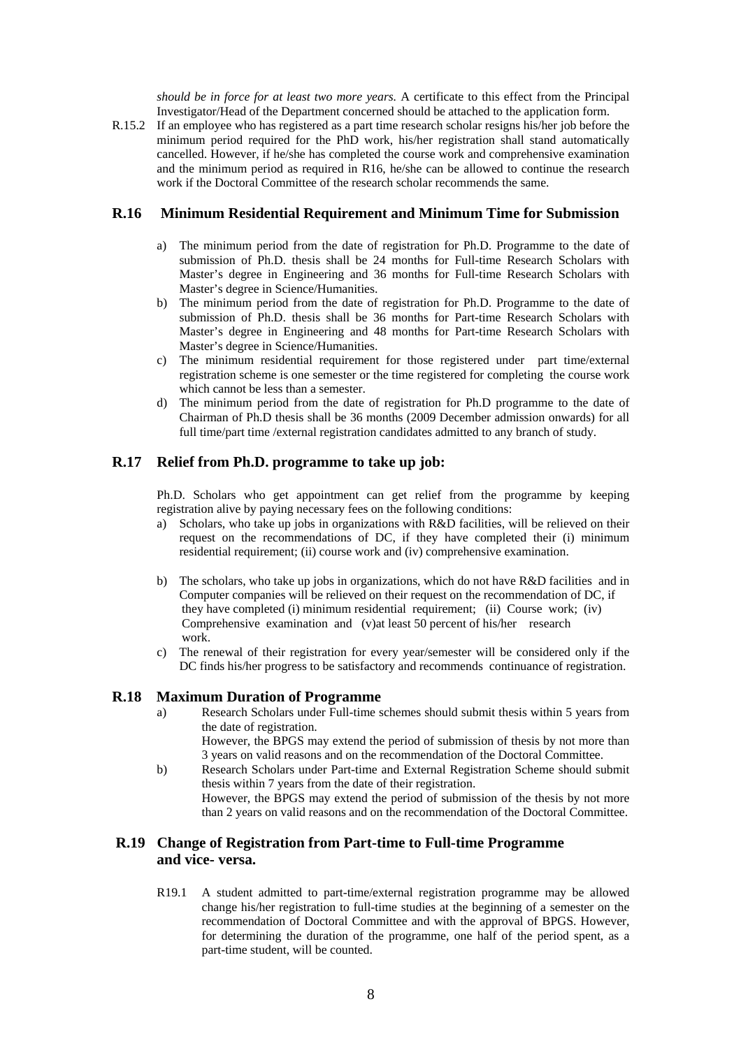*should be in force for at least two more years.* A certificate to this effect from the Principal Investigator/Head of the Department concerned should be attached to the application form.

R.15.2 If an employee who has registered as a part time research scholar resigns his/her job before the minimum period required for the PhD work, his/her registration shall stand automatically cancelled. However, if he/she has completed the course work and comprehensive examination and the minimum period as required in R16, he/she can be allowed to continue the research work if the Doctoral Committee of the research scholar recommends the same.

## R.16 Minimum Residential Requirement and Minimum Time for Submission

a) The minimum period from the date of registration for Ph.D. Programme to the date of submission of Ph.D. thesis shall be 24 months for Full-time Research Scholars with Master's degree in Engineering and 36 months for Full-time Research Scholars with Master's degree in Science/Humanities.

b) The minimum period from the date of registration for Ph.D. Programme to the date of submission of Ph.D. thesis shall be 36 months for Part-time Research Scholars with Master's degree in Engineering and 48 months for Part-time Research Scholars with Master's degree in Science/Humanities.

c) The minimum residential requirement for those registered under part time/external registration scheme is one semester or the time registered for completing the course work which cannot be less than a semester.

d) The minimum period from the date of registration for Ph.D programme to the date of Chairman of Ph.D thesis shall be 36 months (2009 December admission onwards) for all full time/part time /external registration candidates admitted to any branch of study.

## R.17 Relief from Ph.D. programme to take up job:

Ph.D. Scholars who get appointment can get relief from the programme by keeping registration alive by paying necessary fees on the following conditions:

a) Scholars, who take up jobs in organizations with R&D facilities, will be relieved on their request on the recommendations of DC, if they have completed their (i) minimum residential requirement; (ii) course work and (iv) comprehensive examination.

b) The scholars, who take up jobs in organizations, which do not have R&D facilities and in Computer companies will be relieved on their request on the recommendation of DC, if they have completed (i) minimum residential requirement; (ii) Course work; (iv) Comprehensive examination and (v)at least 50 percent of his/her research work.

c) The renewal of their registration for every year/semester will be considered only if the DC finds his/her progress to be satisfactory and recommends continuance of registration.

## R.18 Maximum Duration of Programme

a) Research Scholars under Full-time schemes should submit thesis within 5 years from the date of registration.
However, the BPGS may extend the period of submission of thesis by not more than 3 years on valid reasons and on the recommendation of the Doctoral Committee.

b) Research Scholars under Part-time and External Registration Scheme should submit thesis within 7 years from the date of their registration.
However, the BPGS may extend the period of submission of the thesis by not more than 2 years on valid reasons and on the recommendation of the Doctoral Committee.

## R.19 Change of Registration from Part-time to Full-time Programme and vice- versa.

R19.1 A student admitted to part-time/external registration programme may be allowed change his/her registration to full-time studies at the beginning of a semester on the recommendation of Doctoral Committee and with the approval of BPGS. However, for determining the duration of the programme, one half of the period spent, as a part-time student, will be counted.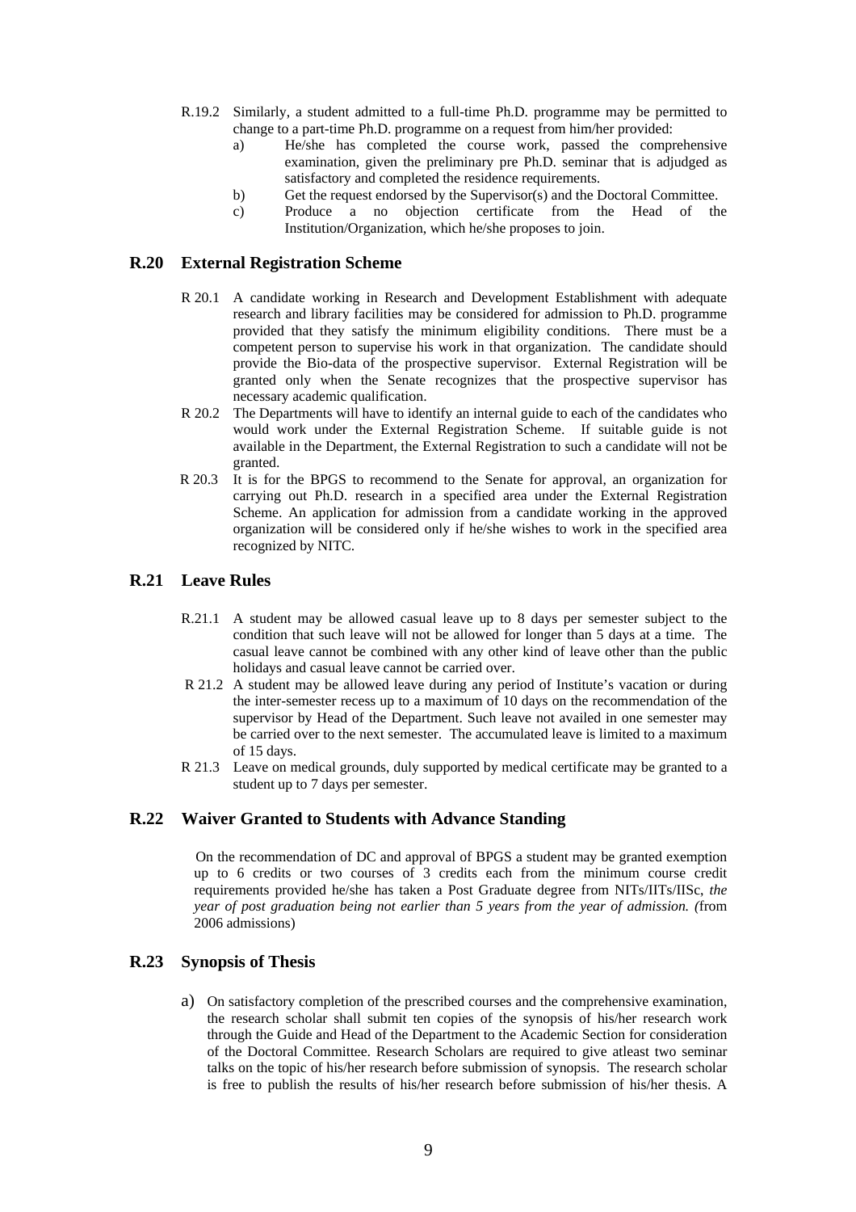R.19.2 Similarly, a student admitted to a full-time Ph.D. programme may be permitted to change to a part-time Ph.D. programme on a request from him/her provided:

a) He/she has completed the course work, passed the comprehensive examination, given the preliminary pre Ph.D. seminar that is adjudged as satisfactory and completed the residence requirements.

b) Get the request endorsed by the Supervisor(s) and the Doctoral Committee.

c) Produce a no objection certificate from the Head of the Institution/Organization, which he/she proposes to join.

## R.20 External Registration Scheme

R 20.1 A candidate working in Research and Development Establishment with adequate research and library facilities may be considered for admission to Ph.D. programme provided that they satisfy the minimum eligibility conditions. There must be a competent person to supervise his work in that organization. The candidate should provide the Bio-data of the prospective supervisor. External Registration will be granted only when the Senate recognizes that the prospective supervisor has necessary academic qualification.

R 20.2 The Departments will have to identify an internal guide to each of the candidates who would work under the External Registration Scheme. If suitable guide is not available in the Department, the External Registration to such a candidate will not be granted.

R 20.3 It is for the BPGS to recommend to the Senate for approval, an organization for carrying out Ph.D. research in a specified area under the External Registration Scheme. An application for admission from a candidate working in the approved organization will be considered only if he/she wishes to work in the specified area recognized by NITC.

## R.21 Leave Rules

R.21.1 A student may be allowed casual leave up to 8 days per semester subject to the condition that such leave will not be allowed for longer than 5 days at a time. The casual leave cannot be combined with any other kind of leave other than the public holidays and casual leave cannot be carried over.

R 21.2 A student may be allowed leave during any period of Institute's vacation or during the inter-semester recess up to a maximum of 10 days on the recommendation of the supervisor by Head of the Department. Such leave not availed in one semester may be carried over to the next semester. The accumulated leave is limited to a maximum of 15 days.

R 21.3 Leave on medical grounds, duly supported by medical certificate may be granted to a student up to 7 days per semester.

## R.22 Waiver Granted to Students with Advance Standing

On the recommendation of DC and approval of BPGS a student may be granted exemption up to 6 credits or two courses of 3 credits each from the minimum course credit requirements provided he/she has taken a Post Graduate degree from NITs/IITs/IISc, *the year of post graduation being not earlier than 5 years from the year of admission. (*from 2006 admissions)

## R.23 Synopsis of Thesis

a) On satisfactory completion of the prescribed courses and the comprehensive examination, the research scholar shall submit ten copies of the synopsis of his/her research work through the Guide and Head of the Department to the Academic Section for consideration of the Doctoral Committee. Research Scholars are required to give atleast two seminar talks on the topic of his/her research before submission of synopsis. The research scholar is free to publish the results of his/her research before submission of his/her thesis. A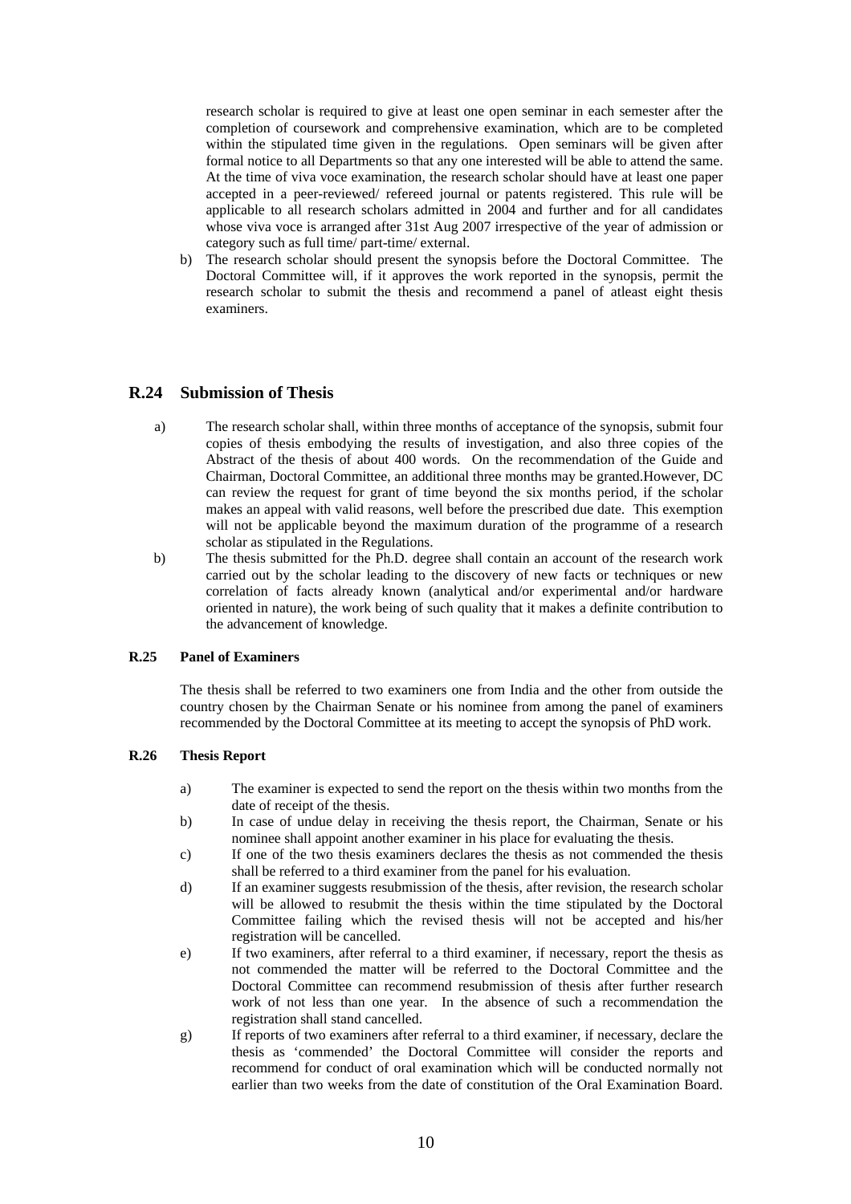research scholar is required to give at least one open seminar in each semester after the completion of coursework and comprehensive examination, which are to be completed within the stipulated time given in the regulations. Open seminars will be given after formal notice to all Departments so that any one interested will be able to attend the same. At the time of viva voce examination, the research scholar should have at least one paper accepted in a peer-reviewed/ refereed journal or patents registered. This rule will be applicable to all research scholars admitted in 2004 and further and for all candidates whose viva voce is arranged after 31st Aug 2007 irrespective of the year of admission or category such as full time/ part-time/ external.

b) The research scholar should present the synopsis before the Doctoral Committee. The Doctoral Committee will, if it approves the work reported in the synopsis, permit the research scholar to submit the thesis and recommend a panel of atleast eight thesis examiners.

## R.24 Submission of Thesis

a) The research scholar shall, within three months of acceptance of the synopsis, submit four copies of thesis embodying the results of investigation, and also three copies of the Abstract of the thesis of about 400 words. On the recommendation of the Guide and Chairman, Doctoral Committee, an additional three months may be granted.However, DC can review the request for grant of time beyond the six months period, if the scholar makes an appeal with valid reasons, well before the prescribed due date. This exemption will not be applicable beyond the maximum duration of the programme of a research scholar as stipulated in the Regulations.

b) The thesis submitted for the Ph.D. degree shall contain an account of the research work carried out by the scholar leading to the discovery of new facts or techniques or new correlation of facts already known (analytical and/or experimental and/or hardware oriented in nature), the work being of such quality that it makes a definite contribution to the advancement of knowledge.

### R.25 Panel of Examiners

The thesis shall be referred to two examiners one from India and the other from outside the country chosen by the Chairman Senate or his nominee from among the panel of examiners recommended by the Doctoral Committee at its meeting to accept the synopsis of PhD work.

### R.26 Thesis Report

a) The examiner is expected to send the report on the thesis within two months from the date of receipt of the thesis.

b) In case of undue delay in receiving the thesis report, the Chairman, Senate or his nominee shall appoint another examiner in his place for evaluating the thesis.

c) If one of the two thesis examiners declares the thesis as not commended the thesis shall be referred to a third examiner from the panel for his evaluation.

d) If an examiner suggests resubmission of the thesis, after revision, the research scholar will be allowed to resubmit the thesis within the time stipulated by the Doctoral Committee failing which the revised thesis will not be accepted and his/her registration will be cancelled.

e) If two examiners, after referral to a third examiner, if necessary, report the thesis as not commended the matter will be referred to the Doctoral Committee and the Doctoral Committee can recommend resubmission of thesis after further research work of not less than one year. In the absence of such a recommendation the registration shall stand cancelled.

g) If reports of two examiners after referral to a third examiner, if necessary, declare the thesis as 'commended' the Doctoral Committee will consider the reports and recommend for conduct of oral examination which will be conducted normally not earlier than two weeks from the date of constitution of the Oral Examination Board.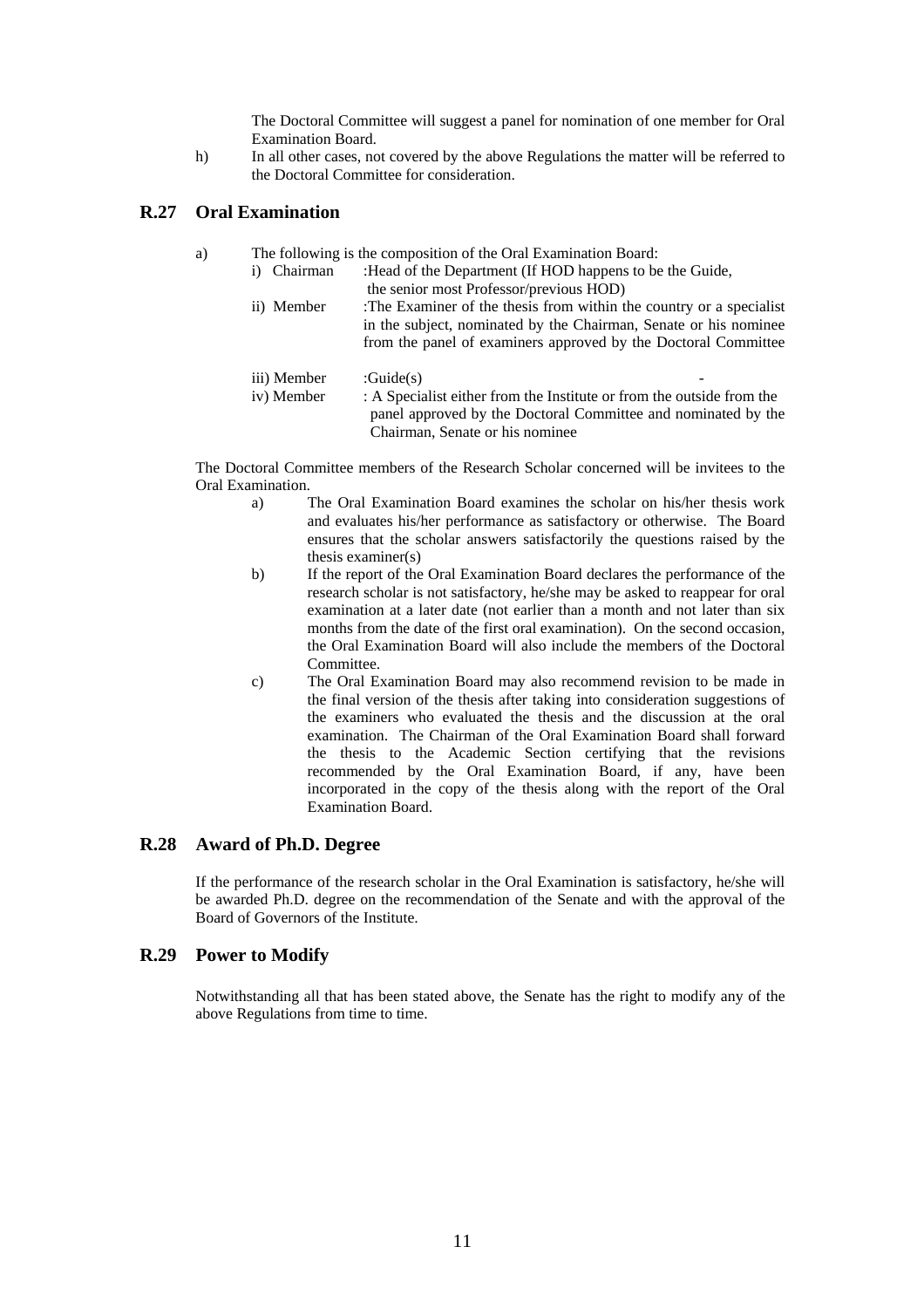The Doctoral Committee will suggest a panel for nomination of one member for Oral Examination Board.

h) In all other cases, not covered by the above Regulations the matter will be referred to the Doctoral Committee for consideration.

## R.27 Oral Examination

a) The following is the composition of the Oral Examination Board:

| | |
|---|---|
| i) Chairman | :Head of the Department (If HOD happens to be the Guide, the senior most Professor/previous HOD) |
| ii) Member | :The Examiner of the thesis from within the country or a specialist in the subject, nominated by the Chairman, Senate or his nominee from the panel of examiners approved by the Doctoral Committee |
| iii) Member | :Guide(s) - |
| iv) Member | : A Specialist either from the Institute or from the outside from the panel approved by the Doctoral Committee and nominated by the Chairman, Senate or his nominee |

The Doctoral Committee members of the Research Scholar concerned will be invitees to the Oral Examination.

a) The Oral Examination Board examines the scholar on his/her thesis work and evaluates his/her performance as satisfactory or otherwise. The Board ensures that the scholar answers satisfactorily the questions raised by the thesis examiner(s)

b) If the report of the Oral Examination Board declares the performance of the research scholar is not satisfactory, he/she may be asked to reappear for oral examination at a later date (not earlier than a month and not later than six months from the date of the first oral examination). On the second occasion, the Oral Examination Board will also include the members of the Doctoral Committee.

c) The Oral Examination Board may also recommend revision to be made in the final version of the thesis after taking into consideration suggestions of the examiners who evaluated the thesis and the discussion at the oral examination. The Chairman of the Oral Examination Board shall forward the thesis to the Academic Section certifying that the revisions recommended by the Oral Examination Board, if any, have been incorporated in the copy of the thesis along with the report of the Oral Examination Board.

## R.28 Award of Ph.D. Degree

If the performance of the research scholar in the Oral Examination is satisfactory, he/she will be awarded Ph.D. degree on the recommendation of the Senate and with the approval of the Board of Governors of the Institute.

## R.29 Power to Modify

Notwithstanding all that has been stated above, the Senate has the right to modify any of the above Regulations from time to time.